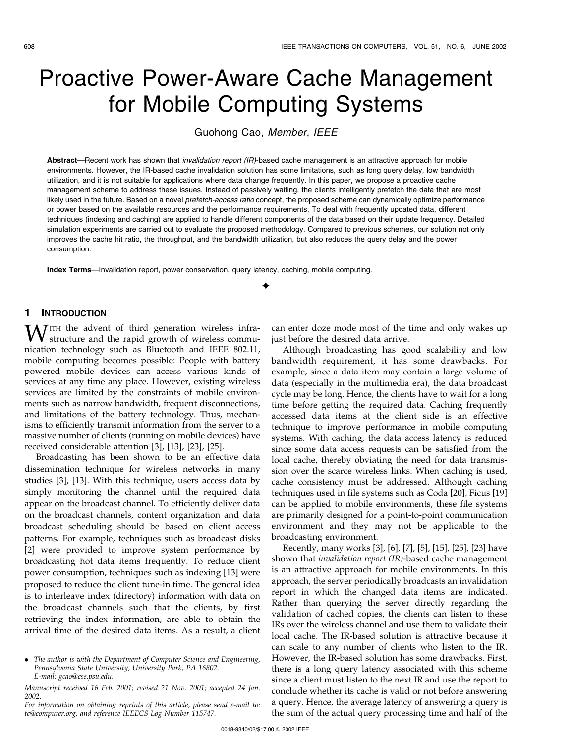# Proactive Power-Aware Cache Management for Mobile Computing Systems

Guohong Cao, *Member*, *IEEE*

**Abstract**—Recent work has shown that *invalidation report (IR)*-based cache management is an attractive approach for mobile environments. However, the IR-based cache invalidation solution has some limitations, such as long query delay, low bandwidth utilization, and it is not suitable for applications where data change frequently. In this paper, we propose a proactive cache management scheme to address these issues. Instead of passively waiting, the clients intelligently prefetch the data that are most likely used in the future. Based on a novel *prefetch-access ratio* concept, the proposed scheme can dynamically optimize performance or power based on the available resources and the performance requirements. To deal with frequently updated data, different techniques (indexing and caching) are applied to handle different components of the data based on their update frequency. Detailed simulation experiments are carried out to evaluate the proposed methodology. Compared to previous schemes, our solution not only improves the cache hit ratio, the throughput, and the bandwidth utilization, but also reduces the query delay and the power consumption.

**Index Terms**—Invalidation report, power conservation, query latency, caching, mobile computing.

## 1 Introduction

With the advent of third generation wireless infrastructure and the rapid growth of wireless communication technology such as Bluetooth and IEEE 802.11, mobile computing becomes possible: People with battery powered mobile devices can access various kinds of services at any time any place. However, existing wireless services are limited by the constraints of mobile environments such as narrow bandwidth, frequent disconnections, and limitations of the battery technology. Thus, mechanisms to efficiently transmit information from the server to a massive number of clients (running on mobile devices) have received considerable attention [3], [13], [23], [25].

Broadcasting has been shown to be an effective data dissemination technique for wireless networks in many studies [3], [13]. With this technique, users access data by simply monitoring the channel until the required data appear on the broadcast channel. To efficiently deliver data on the broadcast channels, content organization and data broadcast scheduling should be based on client access patterns. For example, techniques such as broadcast disks [2] were provided to improve system performance by broadcasting hot data items frequently. To reduce client power consumption, techniques such as indexing [13] were proposed to reduce the client tune-in time. The general idea is to interleave index (directory) information with data on the broadcast channels such that the clients, by first retrieving the index information, are able to obtain the arrival time of the desired data items. As a result, a client can enter doze mode most of the time and only wakes up just before the desired data arrive.

Although broadcasting has good scalability and low bandwidth requirement, it has some drawbacks. For example, since a data item may contain a large volume of data (especially in the multimedia era), the data broadcast cycle may be long. Hence, the clients have to wait for a long time before getting the required data. Caching frequently accessed data items at the client side is an effective technique to improve performance in mobile computing systems. With caching, the data access latency is reduced since some data access requests can be satisfied from the local cache, thereby obviating the need for data transmission over the scarce wireless links. When caching is used, cache consistency must be addressed. Although caching techniques used in file systems such as Coda [20], Ficus [19] can be applied to mobile environments, these file systems are primarily designed for a point-to-point communication environment and they may not be applicable to the broadcasting environment.

Recently, many works [3], [6], [7], [5], [15], [25], [23] have shown that *invalidation report (IR)*-based cache management is an attractive approach for mobile environments. In this approach, the server periodically broadcasts an invalidation report in which the changed data items are indicated. Rather than querying the server directly regarding the validation of cached copies, the clients can listen to these IRs over the wireless channel and use them to validate their local cache. The IR-based solution is attractive because it can scale to any number of clients who listen to the IR. However, the IR-based solution has some drawbacks. First, there is a long query latency associated with this scheme since a client must listen to the next IR and use the report to conclude whether its cache is valid or not before answering a query. Hence, the average latency of answering a query is the sum of the actual query processing time and half of the

- *The author is with the Department of Computer Science and Engineering, Pennsylvania State University, University Park, PA 16802. E-mail: gcao@cse.psu.edu.*

*Manuscript received 16 Feb. 2001; revised 21 Nov. 2001; accepted 24 Jan. 2002.*
*For information on obtaining reprints of this article, please send e-mail to: tc@computer.org, and reference IEEECS Log Number 115747.*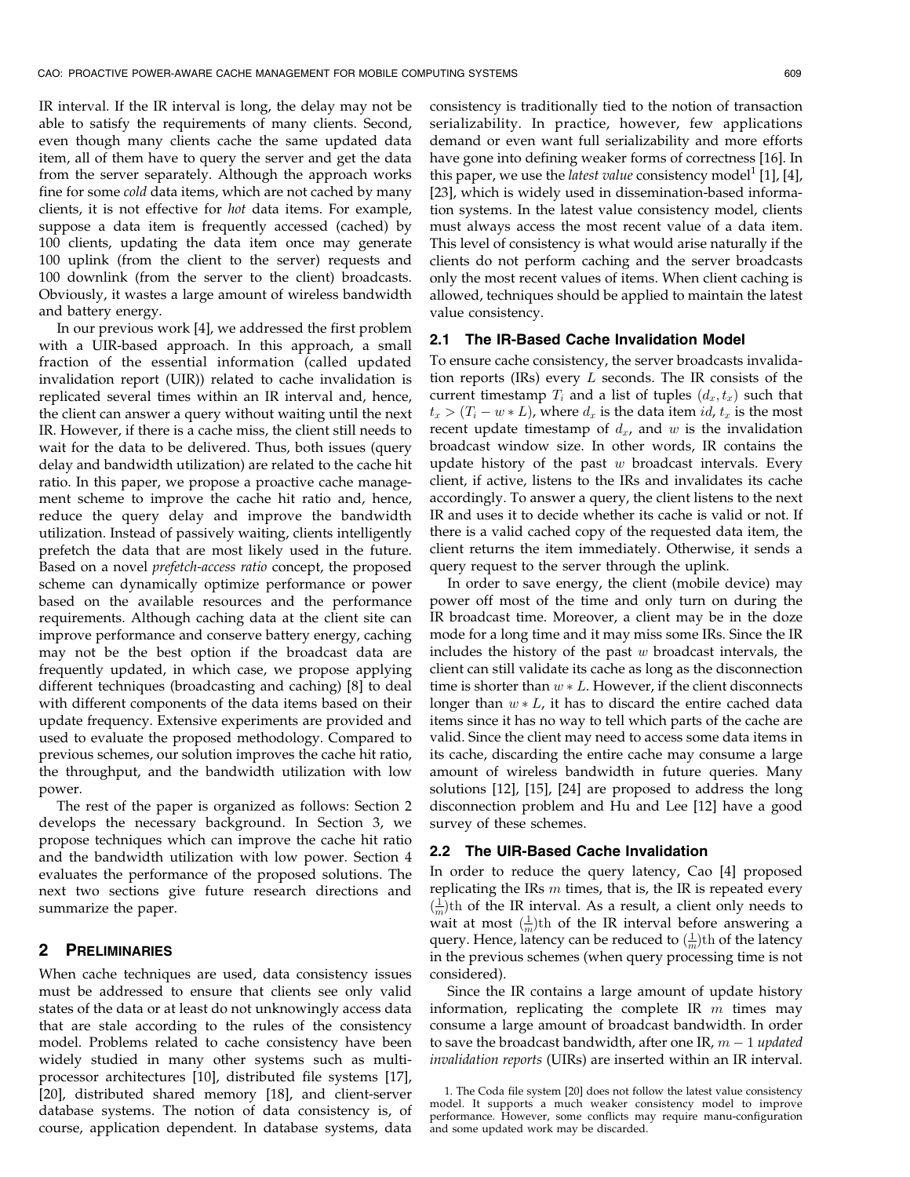IR interval. If the IR interval is long, the delay may not be able to satisfy the requirements of many clients. Second, even though many clients cache the same updated data item, all of them have to query the server and get the data from the server separately. Although the approach works fine for some *cold* data items, which are not cached by many clients, it is not effective for *hot* data items. For example, suppose a data item is frequently accessed (cached) by 100 clients, updating the data item once may generate 100 uplink (from the client to the server) requests and 100 downlink (from the server to the client) broadcasts. Obviously, it wastes a large amount of wireless bandwidth and battery energy.

In our previous work [4], we addressed the first problem with a UIR-based approach. In this approach, a small fraction of the essential information (called updated invalidation report (UIR)) related to cache invalidation is replicated several times within an IR interval and, hence, the client can answer a query without waiting until the next IR. However, if there is a cache miss, the client still needs to wait for the data to be delivered. Thus, both issues (query delay and bandwidth utilization) are related to the cache hit ratio. In this paper, we propose a proactive cache management scheme to improve the cache hit ratio and, hence, reduce the query delay and improve the bandwidth utilization. Instead of passively waiting, clients intelligently prefetch the data that are most likely used in the future. Based on a novel *prefetch-access ratio* concept, the proposed scheme can dynamically optimize performance or power based on the available resources and the performance requirements. Although caching data at the client site can improve performance and conserve battery energy, caching may not be the best option if the broadcast data are frequently updated, in which case, we propose applying different techniques (broadcasting and caching) [8] to deal with different components of the data items based on their update frequency. Extensive experiments are provided and used to evaluate the proposed methodology. Compared to previous schemes, our solution improves the cache hit ratio, the throughput, and the bandwidth utilization with low power.

The rest of the paper is organized as follows: Section 2 develops the necessary background. In Section 3, we propose techniques which can improve the cache hit ratio and the bandwidth utilization with low power. Section 4 evaluates the performance of the proposed solutions. The next two sections give future research directions and summarize the paper.

## 2 Preliminaries

When cache techniques are used, data consistency issues must be addressed to ensure that clients see only valid states of the data or at least do not unknowingly access data that are stale according to the rules of the consistency model. Problems related to cache consistency have been widely studied in many other systems such as multiprocessor architectures [10], distributed file systems [17], [20], distributed shared memory [18], and client-server database systems. The notion of data consistency is, of course, application dependent. In database systems, data consistency is traditionally tied to the notion of transaction serializability. In practice, however, few applications demand or even want full serializability and more efforts have gone into defining weaker forms of correctness [16]. In this paper, we use the *latest value* consistency model[1] [1], [4], [23], which is widely used in dissemination-based information systems. In the latest value consistency model, clients must always access the most recent value of a data item. This level of consistency is what would arise naturally if the clients do not perform caching and the server broadcasts only the most recent values of items. When client caching is allowed, techniques should be applied to maintain the latest value consistency.

### 2.1 The IR-Based Cache Invalidation Model

To ensure cache consistency, the server broadcasts invalidation reports (IRs) every $L$ seconds. The IR consists of the current timestamp $T_i$ and a list of tuples $(d_x, t_x)$ such that $t_x > (T_i - w * L)$, where $d_x$ is the data item $id$, $t_x$ is the most recent update timestamp of $d_x$, and $w$ is the invalidation broadcast window size. In other words, IR contains the update history of the past $w$ broadcast intervals. Every client, if active, listens to the IRs and invalidates its cache accordingly. To answer a query, the client listens to the next IR and uses it to decide whether its cache is valid or not. If there is a valid cached copy of the requested data item, the client returns the item immediately. Otherwise, it sends a query request to the server through the uplink.

In order to save energy, the client (mobile device) may power off most of the time and only turn on during the IR broadcast time. Moreover, a client may be in the doze mode for a long time and it may miss some IRs. Since the IR includes the history of the past $w$ broadcast intervals, the client can still validate its cache as long as the disconnection time is shorter than $w * L$. However, if the client disconnects longer than $w * L$, it has to discard the entire cached data items since it has no way to tell which parts of the cache are valid. Since the client may need to access some data items in its cache, discarding the entire cache may consume a large amount of wireless bandwidth in future queries. Many solutions [12], [15], [24] are proposed to address the long disconnection problem and Hu and Lee [12] have a good survey of these schemes.

### 2.2 The UIR-Based Cache Invalidation

In order to reduce the query latency, Cao [4] proposed replicating the IRs $m$ times, that is, the IR is repeated every $(\frac{1}{m})$th of the IR interval. As a result, a client only needs to wait at most $(\frac{1}{m})$th of the IR interval before answering a query. Hence, latency can be reduced to $(\frac{1}{m})$th of the latency in the previous schemes (when query processing time is not considered).

Since the IR contains a large amount of update history information, replicating the complete IR $m$ times may consume a large amount of broadcast bandwidth. In order to save the broadcast bandwidth, after one IR, $m - 1$ *updated invalidation reports* (UIRs) are inserted within an IR interval.

1. The Coda file system [20] does not follow the latest value consistency model. It supports a much weaker consistency model to improve performance. However, some conflicts may require manu-configuration and some updated work may be discarded.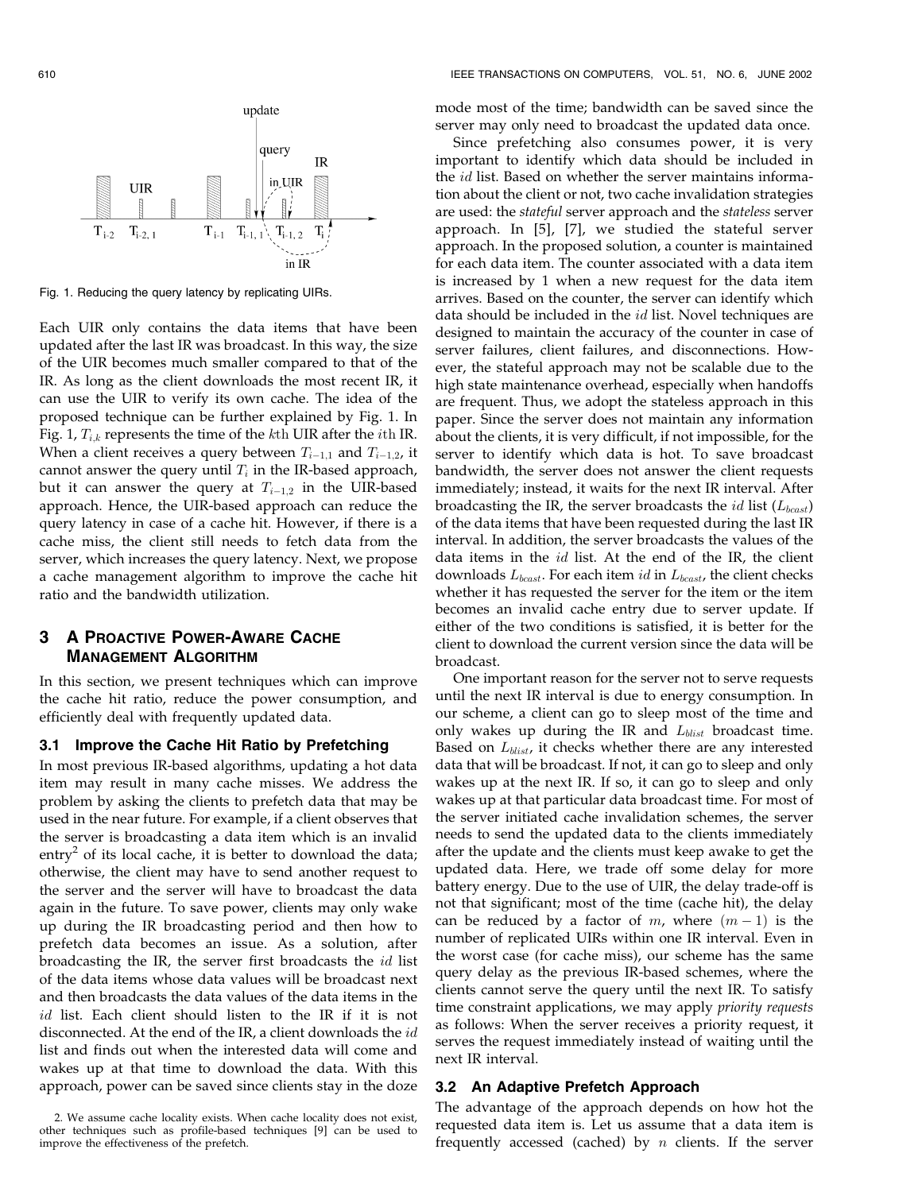update

query

IR

UIR

in UIR

$T_{i-2}$ $T_{i-2,1}$ $T_{i-1}$ $T_{i-1,1}$ $T_{i-1,2}$ $T_i$

in IR

Fig. 1. Reducing the query latency by replicating UIRs.

Each UIR only contains the data items that have been updated after the last IR was broadcast. In this way, the size of the UIR becomes much smaller compared to that of the IR. As long as the client downloads the most recent IR, it can use the UIR to verify its own cache. The idea of the proposed technique can be further explained by Fig. 1. In Fig. 1, $T_{i,k}$ represents the time of the $k$th UIR after the $i$th IR. When a client receives a query between $T_{i-1,1}$ and $T_{i-1,2}$, it cannot answer the query until $T_i$ in the IR-based approach, but it can answer the query at $T_{i-1,2}$ in the UIR-based approach. Hence, the UIR-based approach can reduce the query latency in case of a cache hit. However, if there is a cache miss, the client still needs to fetch data from the server, which increases the query latency. Next, we propose a cache management algorithm to improve the cache hit ratio and the bandwidth utilization.

## 3 A Proactive Power-Aware Cache Management Algorithm

In this section, we present techniques which can improve the cache hit ratio, reduce the power consumption, and efficiently deal with frequently updated data.

### 3.1 Improve the Cache Hit Ratio by Prefetching

In most previous IR-based algorithms, updating a hot data item may result in many cache misses. We address the problem by asking the clients to prefetch data that may be used in the near future. For example, if a client observes that the server is broadcasting a data item which is an invalid entry[2] of its local cache, it is better to download the data; otherwise, the client may have to send another request to the server and the server will have to broadcast the data again in the future. To save power, clients may only wake up during the IR broadcasting period and then how to prefetch data becomes an issue. As a solution, after broadcasting the IR, the server first broadcasts the *id* list of the data items whose data values will be broadcast next and then broadcasts the data values of the data items in the *id* list. Each client should listen to the IR if it is not disconnected. At the end of the IR, a client downloads the *id* list and finds out when the interested data will come and wakes up at that time to download the data. With this approach, power can be saved since clients stay in the doze mode most of the time; bandwidth can be saved since the server may only need to broadcast the updated data once.

Since prefetching also consumes power, it is very important to identify which data should be included in the *id* list. Based on whether the server maintains information about the client or not, two cache invalidation strategies are used: the *stateful* server approach and the *stateless* server approach. In [5], [7], we studied the stateful server approach. In the proposed solution, a counter is maintained for each data item. The counter associated with a data item is increased by 1 when a new request for the data item arrives. Based on the counter, the server can identify which data should be included in the *id* list. Novel techniques are designed to maintain the accuracy of the counter in case of server failures, client failures, and disconnections. However, the stateful approach may not be scalable due to the high state maintenance overhead, especially when handoffs are frequent. Thus, we adopt the stateless approach in this paper. Since the server does not maintain any information about the clients, it is very difficult, if not impossible, for the server to identify which data is hot. To save broadcast bandwidth, the server does not answer the client requests immediately; instead, it waits for the next IR interval. After broadcasting the IR, the server broadcasts the *id* list ($L_{bcast}$) of the data items that have been requested during the last IR interval. In addition, the server broadcasts the values of the data items in the *id* list. At the end of the IR, the client downloads $L_{bcast}$. For each item *id* in $L_{bcast}$, the client checks whether it has requested the server for the item or the item becomes an invalid cache entry due to server update. If either of the two conditions is satisfied, it is better for the client to download the current version since the data will be broadcast.

One important reason for the server not to serve requests until the next IR interval is due to energy consumption. In our scheme, a client can go to sleep most of the time and only wakes up during the IR and $L_{blist}$ broadcast time. Based on $L_{blist}$, it checks whether there are any interested data that will be broadcast. If not, it can go to sleep and only wakes up at the next IR. If so, it can go to sleep and only wakes up at that particular data broadcast time. For most of the server initiated cache invalidation schemes, the server needs to send the updated data to the clients immediately after the update and the clients must keep awake to get the updated data. Here, we trade off some delay for more battery energy. Due to the use of UIR, the delay trade-off is not that significant; most of the time (cache hit), the delay can be reduced by a factor of $m$, where $(m - 1)$ is the number of replicated UIRs within one IR interval. Even in the worst case (for cache miss), our scheme has the same query delay as the previous IR-based schemes, where the clients cannot serve the query until the next IR. To satisfy time constraint applications, we may apply *priority requests* as follows: When the server receives a priority request, it serves the request immediately instead of waiting until the next IR interval.

### 3.2 An Adaptive Prefetch Approach

The advantage of the approach depends on how hot the requested data item is. Let us assume that a data item is frequently accessed (cached) by $n$ clients. If the server

2. We assume cache locality exists. When cache locality does not exist, other techniques such as profile-based techniques [9] can be used to improve the effectiveness of the prefetch.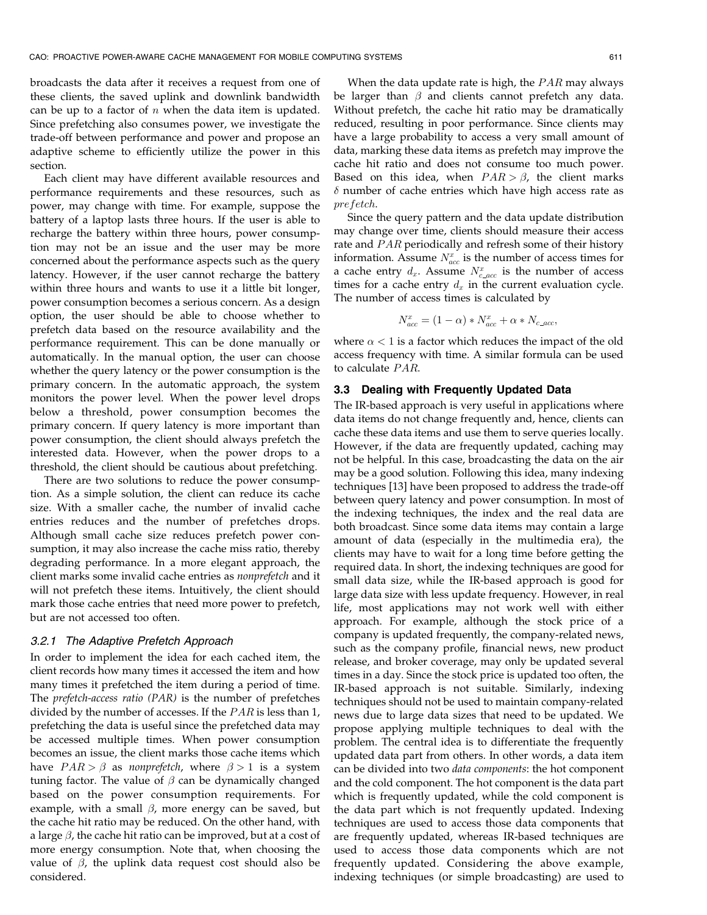broadcasts the data after it receives a request from one of these clients, the saved uplink and downlink bandwidth can be up to a factor of $n$ when the data item is updated. Since prefetching also consumes power, we investigate the trade-off between performance and power and propose an adaptive scheme to efficiently utilize the power in this section.

Each client may have different available resources and performance requirements and these resources, such as power, may change with time. For example, suppose the battery of a laptop lasts three hours. If the user is able to recharge the battery within three hours, power consumption may not be an issue and the user may be more concerned about the performance aspects such as the query latency. However, if the user cannot recharge the battery within three hours and wants to use it a little bit longer, power consumption becomes a serious concern. As a design option, the user should be able to choose whether to prefetch data based on the resource availability and the performance requirement. This can be done manually or automatically. In the manual option, the user can choose whether the query latency or the power consumption is the primary concern. In the automatic approach, the system monitors the power level. When the power level drops below a threshold, power consumption becomes the primary concern. If query latency is more important than power consumption, the client should always prefetch the interested data. However, when the power drops to a threshold, the client should be cautious about prefetching.

There are two solutions to reduce the power consumption. As a simple solution, the client can reduce its cache size. With a smaller cache, the number of invalid cache entries reduces and the number of prefetches drops. Although small cache size reduces prefetch power consumption, it may also increase the cache miss ratio, thereby degrading performance. In a more elegant approach, the client marks some invalid cache entries as *nonprefetch* and it will not prefetch these items. Intuitively, the client should mark those cache entries that need more power to prefetch, but are not accessed too often.

### 3.2.1 The Adaptive Prefetch Approach

In order to implement the idea for each cached item, the client records how many times it accessed the item and how many times it prefetched the item during a period of time. The *prefetch-access ratio (PAR)* is the number of prefetches divided by the number of accesses. If the $PAR$ is less than 1, prefetching the data is useful since the prefetched data may be accessed multiple times. When power consumption becomes an issue, the client marks those cache items which have $PAR > \beta$ as *nonprefetch*, where $\beta > 1$ is a system tuning factor. The value of $\beta$ can be dynamically changed based on the power consumption requirements. For example, with a small $\beta$, more energy can be saved, but the cache hit ratio may be reduced. On the other hand, with a large $\beta$, the cache hit ratio can be improved, but at a cost of more energy consumption. Note that, when choosing the value of $\beta$, the uplink data request cost should also be considered.

When the data update rate is high, the $PAR$ may always be larger than $\beta$ and clients cannot prefetch any data. Without prefetch, the cache hit ratio may be dramatically reduced, resulting in poor performance. Since clients may have a large probability to access a very small amount of data, marking these data items as prefetch may improve the cache hit ratio and does not consume too much power. Based on this idea, when $PAR > \beta$, the client marks $\delta$ number of cache entries which have high access rate as $prefetch$.

Since the query pattern and the data update distribution may change over time, clients should measure their access rate and $PAR$ periodically and refresh some of their history information. Assume $N^x_{acc}$ is the number of access times for a cache entry $d_x$. Assume $N^x_{c\_acc}$ is the number of access times for a cache entry $d_x$ in the current evaluation cycle. The number of access times is calculated by

$$N^x_{acc} = (1 - \alpha) * N^x_{acc} + \alpha * N_{c\_acc},$$

where $\alpha < 1$ is a factor which reduces the impact of the old access frequency with time. A similar formula can be used to calculate $PAR$.

## 3.3 Dealing with Frequently Updated Data

The IR-based approach is very useful in applications where data items do not change frequently and, hence, clients can cache these data items and use them to serve queries locally. However, if the data are frequently updated, caching may not be helpful. In this case, broadcasting the data on the air may be a good solution. Following this idea, many indexing techniques [13] have been proposed to address the trade-off between query latency and power consumption. In most of the indexing techniques, the index and the real data are both broadcast. Since some data items may contain a large amount of data (especially in the multimedia era), the clients may have to wait for a long time before getting the required data. In short, the indexing techniques are good for small data size, while the IR-based approach is good for large data size with less update frequency. However, in real life, most applications may not work well with either approach. For example, although the stock price of a company is updated frequently, the company-related news, such as the company profile, financial news, new product release, and broker coverage, may only be updated several times in a day. Since the stock price is updated too often, the IR-based approach is not suitable. Similarly, indexing techniques should not be used to maintain company-related news due to large data sizes that need to be updated. We propose applying multiple techniques to deal with the problem. The central idea is to differentiate the frequently updated data part from others. In other words, a data item can be divided into two *data components*: the hot component and the cold component. The hot component is the data part which is frequently updated, while the cold component is the data part which is not frequently updated. Indexing techniques are used to access those data components that are frequently updated, whereas IR-based techniques are used to access those data components which are not frequently updated. Considering the above example, indexing techniques (or simple broadcasting) are used to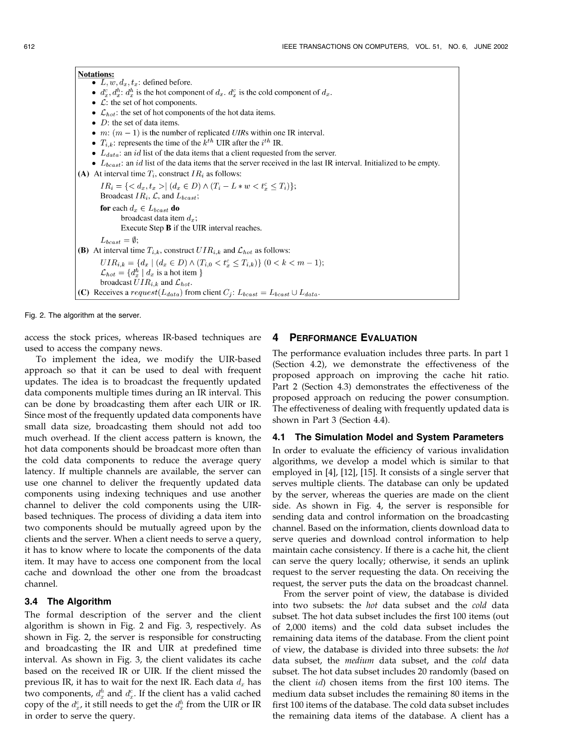**Notations:**

- $L, w, d_x, t_x$: defined before.
- $d_x^c, d_x^h$: $d_x^h$ is the hot component of $d_x$. $d_x^c$ is the cold component of $d_x$.
- $\mathcal{L}$: the set of hot components.
- $\mathcal{L}_{hot}$: the set of hot components of the hot data items.
- $D$: the set of data items.
- $m$: $(m-1)$ is the number of replicated *UIR*s within one IR interval.
- $T_{i,k}$: represents the time of the $k^{th}$ UIR after the $i^{th}$ IR.
- $L_{data}$: an $id$ list of the data items that a client requested from the server.
- $L_{bcast}$: an $id$ list of the data items that the server received in the last IR interval. Initialized to be empty.

**(A)** At interval time $T_i$, construct $IR_i$ as follows:

$IR_i = \{< d_x, t_x >| (d_x \in D) \wedge (T_i - L * w < t_x^c \leq T_i)\}$;
Broadcast $IR_i$, $\mathcal{L}$, and $L_{bcast}$;
**for** each $d_x \in L_{bcast}$ **do**
    broadcast data item $d_x$;
    Execute Step **B** if the UIR interval reaches.
$L_{bcast} = \emptyset$;

**(B)** At interval time $T_{i,k}$, construct $UIR_{i,k}$ and $\mathcal{L}_{hot}$ as follows:

$UIR_{i,k} = \{d_x \mid (d_x \in D) \wedge (T_{i,0} < t_x^c \leq T_{i,k})\}$ $(0 < k < m-1)$;
$\mathcal{L}_{hot} = \{d_x^h \mid d_x \text{ is a hot item}\}$
broadcast $UIR_{i,k}$ and $\mathcal{L}_{hot}$.

**(C)** Receives a $request(L_{data})$ from client $C_j$: $L_{bcast} = L_{bcast} \cup L_{data}$.

Fig. 2. The algorithm at the server.

access the stock prices, whereas IR-based techniques are used to access the company news.

To implement the idea, we modify the UIR-based approach so that it can be used to deal with frequent updates. The idea is to broadcast the frequently updated data components multiple times during an IR interval. This can be done by broadcasting them after each UIR or IR. Since most of the frequently updated data components have small data size, broadcasting them should not add too much overhead. If the client access pattern is known, the hot data components should be broadcast more often than the cold data components to reduce the average query latency. If multiple channels are available, the server can use one channel to deliver the frequently updated data components using indexing techniques and use another channel to deliver the cold components using the UIR-based techniques. The process of dividing a data item into two components should be mutually agreed upon by the clients and the server. When a client needs to serve a query, it has to know where to locate the components of the data item. It may have to access one component from the local cache and download the other one from the broadcast channel.

### 3.4 The Algorithm

The formal description of the server and the client algorithm is shown in Fig. 2 and Fig. 3, respectively. As shown in Fig. 2, the server is responsible for constructing and broadcasting the IR and UIR at predefined time interval. As shown in Fig. 3, the client validates its cache based on the received IR or UIR. If the client missed the previous IR, it has to wait for the next IR. Each data $d_x$ has two components, $d_x^h$ and $d_x^c$. If the client has a valid cached copy of the $d_x^c$, it still needs to get the $d_x^h$ from the UIR or IR in order to serve the query.

## 4 Performance Evaluation

The performance evaluation includes three parts. In part 1 (Section 4.2), we demonstrate the effectiveness of the proposed approach on improving the cache hit ratio. Part 2 (Section 4.3) demonstrates the effectiveness of the proposed approach on reducing the power consumption. The effectiveness of dealing with frequently updated data is shown in Part 3 (Section 4.4).

### 4.1 The Simulation Model and System Parameters

In order to evaluate the efficiency of various invalidation algorithms, we develop a model which is similar to that employed in [4], [12], [15]. It consists of a single server that serves multiple clients. The database can only be updated by the server, whereas the queries are made on the client side. As shown in Fig. 4, the server is responsible for sending data and control information on the broadcasting channel. Based on the information, clients download data to serve queries and download control information to help maintain cache consistency. If there is a cache hit, the client can serve the query locally; otherwise, it sends an uplink request to the server requesting the data. On receiving the request, the server puts the data on the broadcast channel.

From the server point of view, the database is divided into two subsets: the *hot* data subset and the *cold* data subset. The hot data subset includes the first 100 items (out of 2,000 items) and the cold data subset includes the remaining data items of the database. From the client point of view, the database is divided into three subsets: the *hot* data subset, the *medium* data subset, and the *cold* data subset. The hot data subset includes 20 randomly (based on the client $id$) chosen items from the first 100 items. The medium data subset includes the remaining 80 items in the first 100 items of the database. The cold data subset includes the remaining data items of the database. A client has a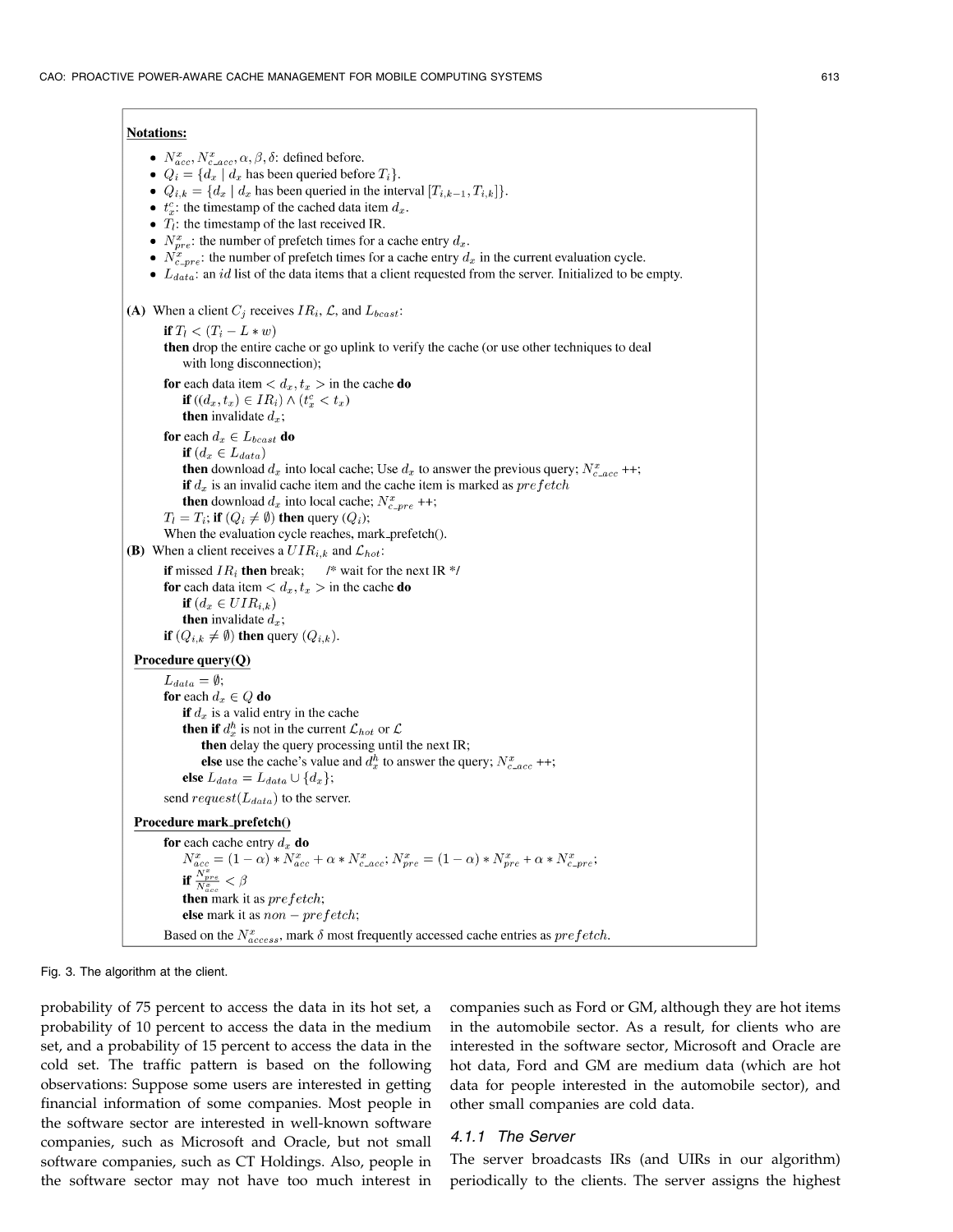**Notations:**

- $N_{acc}^x, N_{c\_acc}^x, \alpha, \beta, \delta$: defined before.
- $Q_i = \{d_x \mid d_x$ has been queried before $T_i\}$.
- $Q_{i,k} = \{d_x \mid d_x$ has been queried in the interval $[T_{i,k-1}, T_{i,k}]\}$.
- $t_x^c$: the timestamp of the cached data item $d_x$.
- $T_l$: the timestamp of the last received IR.
- $N_{pre}^x$: the number of prefetch times for a cache entry $d_x$.
- $N_{c\_pre}^x$: the number of prefetch times for a cache entry $d_x$ in the current evaluation cycle.
- $L_{data}$: an $id$ list of the data items that a client requested from the server. Initialized to be empty.

**(A)** When a client $C_j$ receives $IR_i$, $\mathcal{L}$, and $L_{bcast}$:

**if** $T_l < (T_i - L * w)$
**then** drop the entire cache or go uplink to verify the cache (or use other techniques to deal with long disconnection);
**for** each data item $< d_x, t_x >$ in the cache **do**
  **if** $((d_x, t_x) \in IR_i) \wedge (t_x^c < t_x)$
  **then** invalidate $d_x$;
**for** each $d_x \in L_{bcast}$ **do**
  **if** $(d_x \in L_{data})$
  **then** download $d_x$ into local cache; Use $d_x$ to answer the previous query; $N_{c\_acc}^x$ ++;
  **if** $d_x$ is an invalid cache item and the cache item is marked as $prefetch$
  **then** download $d_x$ into local cache; $N_{c\_pre}^x$ ++;
$T_l = T_i$; **if** $(Q_i \neq \emptyset)$ **then** query $(Q_i)$;
When the evaluation cycle reaches, mark_prefetch().

**(B)** When a client receives a $UIR_{i,k}$ and $\mathcal{L}_{hot}$:

**if** missed $IR_i$ **then** break;  /* wait for the next IR */
**for** each data item $< d_x, t_x >$ in the cache **do**
  **if** $(d_x \in UIR_{i,k})$
  **then** invalidate $d_x$;
**if** $(Q_{i,k} \neq \emptyset)$ **then** query $(Q_{i,k})$.

**Procedure query(Q)**

$L_{data} = \emptyset$;
**for** each $d_x \in Q$ **do**
  **if** $d_x$ is a valid entry in the cache
  **then if** $d_x^h$ is not in the current $\mathcal{L}_{hot}$ or $\mathcal{L}$
    **then** delay the query processing until the next IR;
    **else** use the cache's value and $d_x^h$ to answer the query; $N_{c\_acc}^x$ ++;
  **else** $L_{data} = L_{data} \cup \{d_x\}$;
send $request(L_{data})$ to the server.

**Procedure mark_prefetch()**

**for** each cache entry $d_x$ **do**
  $N_{acc}^x = (1-\alpha) * N_{acc}^x + \alpha * N_{c\_acc}^x$; $N_{pre}^x = (1-\alpha) * N_{pre}^x + \alpha * N_{c\_pre}^x$;
  **if** $\frac{N_{pre}^x}{N_{acc}^x} < \beta$
  **then** mark it as $prefetch$;
  **else** mark it as $non-prefetch$;
Based on the $N_{access}^x$, mark $\delta$ most frequently accessed cache entries as $prefetch$.

Fig. 3. The algorithm at the client.

probability of 75 percent to access the data in its hot set, a probability of 10 percent to access the data in the medium set, and a probability of 15 percent to access the data in the cold set. The traffic pattern is based on the following observations: Suppose some users are interested in getting financial information of some companies. Most people in the software sector are interested in well-known software companies, such as Microsoft and Oracle, but not small software companies, such as CT Holdings. Also, people in the software sector may not have too much interest in companies such as Ford or GM, although they are hot items in the automobile sector. As a result, for clients who are interested in the software sector, Microsoft and Oracle are hot data, Ford and GM are medium data (which are hot data for people interested in the automobile sector), and other small companies are cold data.

#### 4.1.1 The Server

The server broadcasts IRs (and UIRs in our algorithm) periodically to the clients. The server assigns the highest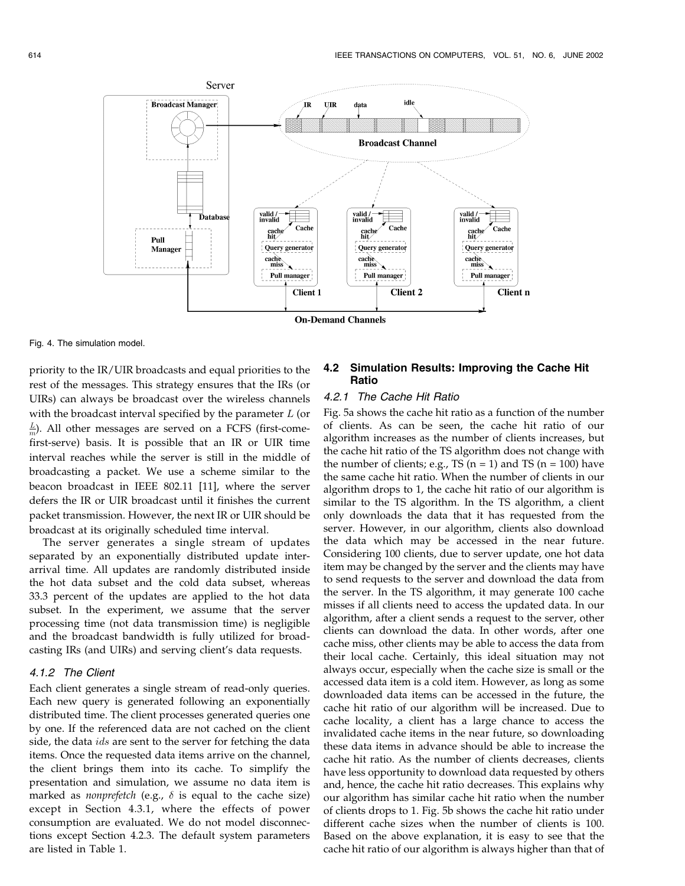Server

Broadcast Manager

IR UIR data idle

Broadcast Channel

Database

Pull Manager

valid / invalid

Cache

cache hit

Query generator

cache miss

Pull manager

Client 1

Client 2

Client n

On-Demand Channels

Fig. 4. The simulation model.

priority to the IR/UIR broadcasts and equal priorities to the rest of the messages. This strategy ensures that the IRs (or UIRs) can always be broadcast over the wireless channels with the broadcast interval specified by the parameter $L$ (or $\frac{L}{m}$). All other messages are served on a FCFS (first-come-first-serve) basis. It is possible that an IR or UIR time interval reaches while the server is still in the middle of broadcasting a packet. We use a scheme similar to the beacon broadcast in IEEE 802.11 [11], where the server defers the IR or UIR broadcast until it finishes the current packet transmission. However, the next IR or UIR should be broadcast at its originally scheduled time interval.

The server generates a single stream of updates separated by an exponentially distributed update interarrival time. All updates are randomly distributed inside the hot data subset and the cold data subset, whereas 33.3 percent of the updates are applied to the hot data subset. In the experiment, we assume that the server processing time (not data transmission time) is negligible and the broadcast bandwidth is fully utilized for broadcasting IRs (and UIRs) and serving client's data requests.

#### 4.1.2 The Client

Each client generates a single stream of read-only queries. Each new query is generated following an exponentially distributed time. The client processes generated queries one by one. If the referenced data are not cached on the client side, the data *ids* are sent to the server for fetching the data items. Once the requested data items arrive on the channel, the client brings them into its cache. To simplify the presentation and simulation, we assume no data item is marked as *nonprefetch* (e.g., $\delta$ is equal to the cache size) except in Section 4.3.1, where the effects of power consumption are evaluated. We do not model disconnections except Section 4.2.3. The default system parameters are listed in Table 1.

### 4.2 Simulation Results: Improving the Cache Hit Ratio

#### 4.2.1 The Cache Hit Ratio

Fig. 5a shows the cache hit ratio as a function of the number of clients. As can be seen, the cache hit ratio of our algorithm increases as the number of clients increases, but the cache hit ratio of the TS algorithm does not change with the number of clients; e.g., TS (n = 1) and TS (n = 100) have the same cache hit ratio. When the number of clients in our algorithm drops to 1, the cache hit ratio of our algorithm is similar to the TS algorithm. In the TS algorithm, a client only downloads the data that it has requested from the server. However, in our algorithm, clients also download the data which may be accessed in the near future. Considering 100 clients, due to server update, one hot data item may be changed by the server and the clients may have to send requests to the server and download the data from the server. In the TS algorithm, it may generate 100 cache misses if all clients need to access the updated data. In our algorithm, after a client sends a request to the server, other clients can download the data. In other words, after one cache miss, other clients may be able to access the data from their local cache. Certainly, this ideal situation may not always occur, especially when the cache size is small or the accessed data item is a cold item. However, as long as some downloaded data items can be accessed in the future, the cache hit ratio of our algorithm will be increased. Due to cache locality, a client has a large chance to access the invalidated cache items in the near future, so downloading these data items in advance should be able to increase the cache hit ratio. As the number of clients decreases, clients have less opportunity to download data requested by others and, hence, the cache hit ratio decreases. This explains why our algorithm has similar cache hit ratio when the number of clients drops to 1. Fig. 5b shows the cache hit ratio under different cache sizes when the number of clients is 100. Based on the above explanation, it is easy to see that the cache hit ratio of our algorithm is always higher than that of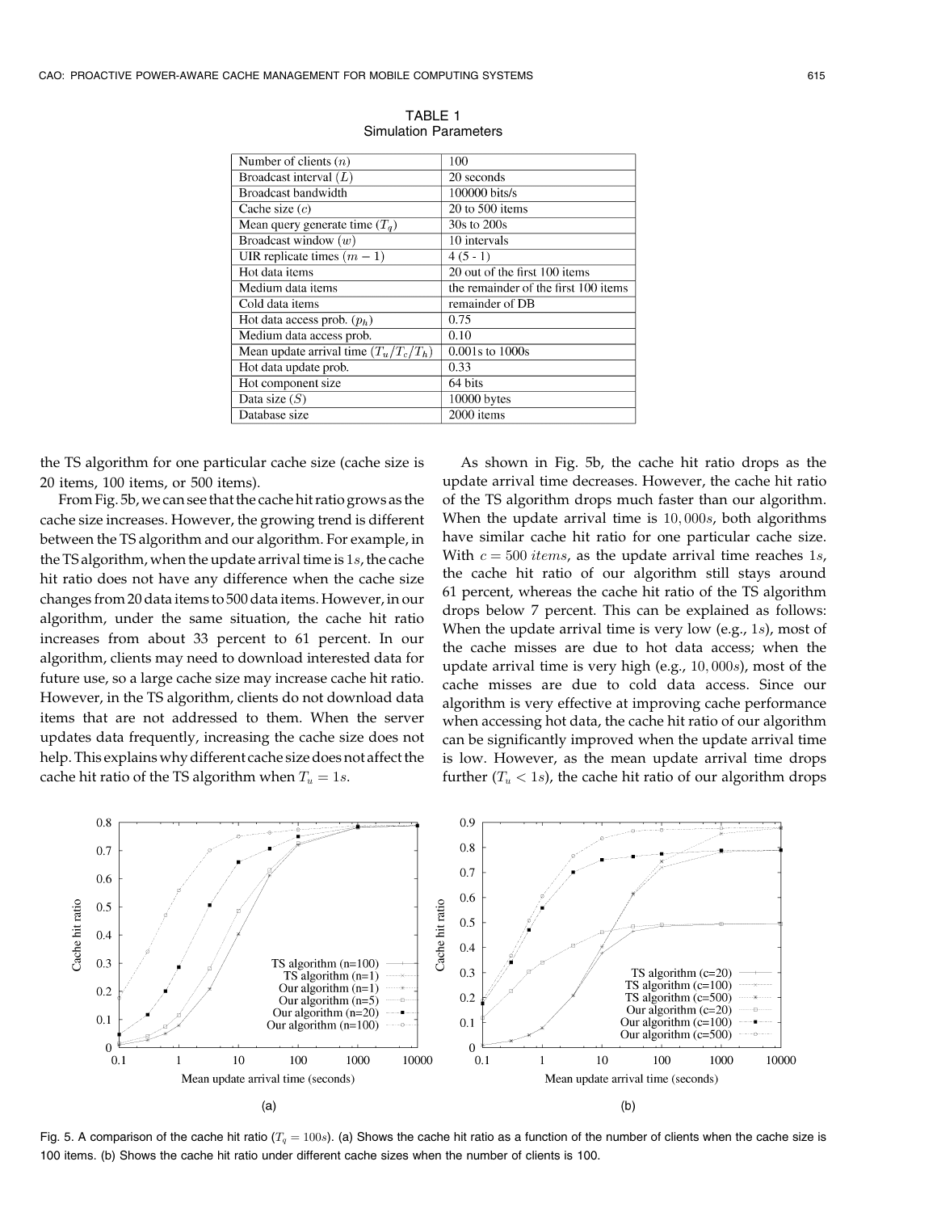TABLE 1
Simulation Parameters

| Parameter | Value |
|---|---|
| Number of clients ($n$) | 100 |
| Broadcast interval ($L$) | 20 seconds |
| Broadcast bandwidth | 100000 bits/s |
| Cache size ($c$) | 20 to 500 items |
| Mean query generate time ($T_q$) | 30s to 200s |
| Broadcast window ($w$) | 10 intervals |
| UIR replicate times ($m - 1$) | 4 (5 - 1) |
| Hot data items | 20 out of the first 100 items |
| Medium data items | the remainder of the first 100 items |
| Cold data items | remainder of DB |
| Hot data access prob. ($p_h$) | 0.75 |
| Medium data access prob. | 0.10 |
| Mean update arrival time ($T_u/T_c/T_h$) | 0.001s to 1000s |
| Hot data update prob. | 0.33 |
| Hot component size | 64 bits |
| Data size ($S$) | 10000 bytes |
| Database size | 2000 items |

the TS algorithm for one particular cache size (cache size is 20 items, 100 items, or 500 items).

From Fig. 5b, we can see that the cache hit ratio grows as the cache size increases. However, the growing trend is different between the TS algorithm and our algorithm. For example, in the TS algorithm, when the update arrival time is $1s$, the cache hit ratio does not have any difference when the cache size changes from 20 data items to 500 data items. However, in our algorithm, under the same situation, the cache hit ratio increases from about 33 percent to 61 percent. In our algorithm, clients may need to download interested data for future use, so a large cache size may increase cache hit ratio. However, in the TS algorithm, clients do not download data items that are not addressed to them. When the server updates data frequently, increasing the cache size does not help. This explains why different cache size does not affect the cache hit ratio of the TS algorithm when $T_u = 1s$.

As shown in Fig. 5b, the cache hit ratio drops as the update arrival time decreases. However, the cache hit ratio of the TS algorithm drops much faster than our algorithm. When the update arrival time is $10,000s$, both algorithms have similar cache hit ratio for one particular cache size. With $c = 500$ *items*, as the update arrival time reaches $1s$, the cache hit ratio of our algorithm still stays around 61 percent, whereas the cache hit ratio of the TS algorithm drops below 7 percent. This can be explained as follows: When the update arrival time is very low (e.g., $1s$), most of the cache misses are due to hot data access; when the update arrival time is very high (e.g., $10,000s$), most of the cache misses are due to cold data access. Since our algorithm is very effective at improving cache performance when accessing hot data, the cache hit ratio of our algorithm can be significantly improved when the update arrival time is low. However, as the mean update arrival time drops further ($T_u < 1s$), the cache hit ratio of our algorithm drops

Fig. 5. A comparison of the cache hit ratio ($T_q = 100s$). (a) Shows the cache hit ratio as a function of the number of clients when the cache size is 100 items. (b) Shows the cache hit ratio under different cache sizes when the number of clients is 100.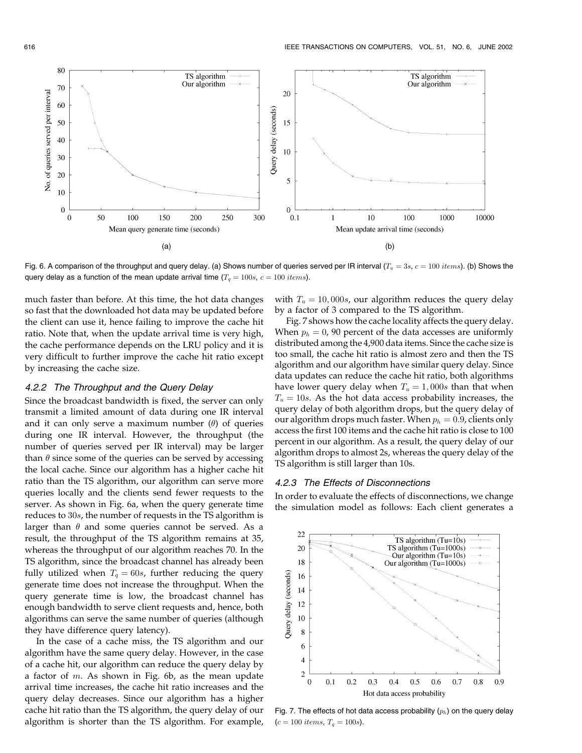much faster than before. At this time, the hot data changes so fast that the downloaded hot data may be updated before the client can use it, hence failing to improve the cache hit ratio. Note that, when the update arrival time is very high, the cache performance depends on the LRU policy and it is very difficult to further improve the cache hit ratio except by increasing the cache size.

#### 4.2.2 The Throughput and the Query Delay

Since the broadcast bandwidth is fixed, the server can only transmit a limited amount of data during one IR interval and it can only serve a maximum number ($\theta$) of queries during one IR interval. However, the throughput (the number of queries served per IR interval) may be larger than $\theta$ since some of the queries can be served by accessing the local cache. Since our algorithm has a higher cache hit ratio than the TS algorithm, our algorithm can serve more queries locally and the clients send fewer requests to the server. As shown in Fig. 6a, when the query generate time reduces to $30s$, the number of requests in the TS algorithm is larger than $\theta$ and some queries cannot be served. As a result, the throughput of the TS algorithm remains at 35, whereas the throughput of our algorithm reaches 70. In the TS algorithm, since the broadcast channel has already been fully utilized when $T_q = 60s$, further reducing the query generate time does not increase the throughput. When the query generate time is low, the broadcast channel has enough bandwidth to serve client requests and, hence, both algorithms can serve the same number of queries (although they have difference query latency).

In the case of a cache miss, the TS algorithm and our algorithm have the same query delay. However, in the case of a cache hit, our algorithm can reduce the query delay by a factor of $m$. As shown in Fig. 6b, as the mean update arrival time increases, the cache hit ratio increases and the query delay decreases. Since our algorithm has a higher cache hit ratio than the TS algorithm, the query delay of our algorithm is shorter than the TS algorithm. For example, with $T_u = 10,000s$, our algorithm reduces the query delay by a factor of 3 compared to the TS algorithm.

Fig. 6. A comparison of the throughput and query delay. (a) Shows number of queries served per IR interval ($T_u = 3s$, $c = 100\ items$). (b) Shows the query delay as a function of the mean update arrival time ($T_q = 100s$, $c = 100\ items$).

Fig. 7 shows how the cache locality affects the query delay. When $p_h = 0$, 90 percent of the data accesses are uniformly distributed among the 4,900 data items. Since the cache size is too small, the cache hit ratio is almost zero and then the TS algorithm and our algorithm have similar query delay. Since data updates can reduce the cache hit ratio, both algorithms have lower query delay when $T_u = 1,000s$ than that when $T_u = 10s$. As the hot data access probability increases, the query delay of both algorithm drops, but the query delay of our algorithm drops much faster. When $p_h = 0.9$, clients only access the first 100 items and the cache hit ratio is close to 100 percent in our algorithm. As a result, the query delay of our algorithm drops to almost 2s, whereas the query delay of the TS algorithm is still larger than 10s.

Fig. 7. The effects of hot data access probability ($p_h$) on the query delay ($c = 100\ items$, $T_q = 100s$).

#### 4.2.3 The Effects of Disconnections

In order to evaluate the effects of disconnections, we change the simulation model as follows: Each client generates a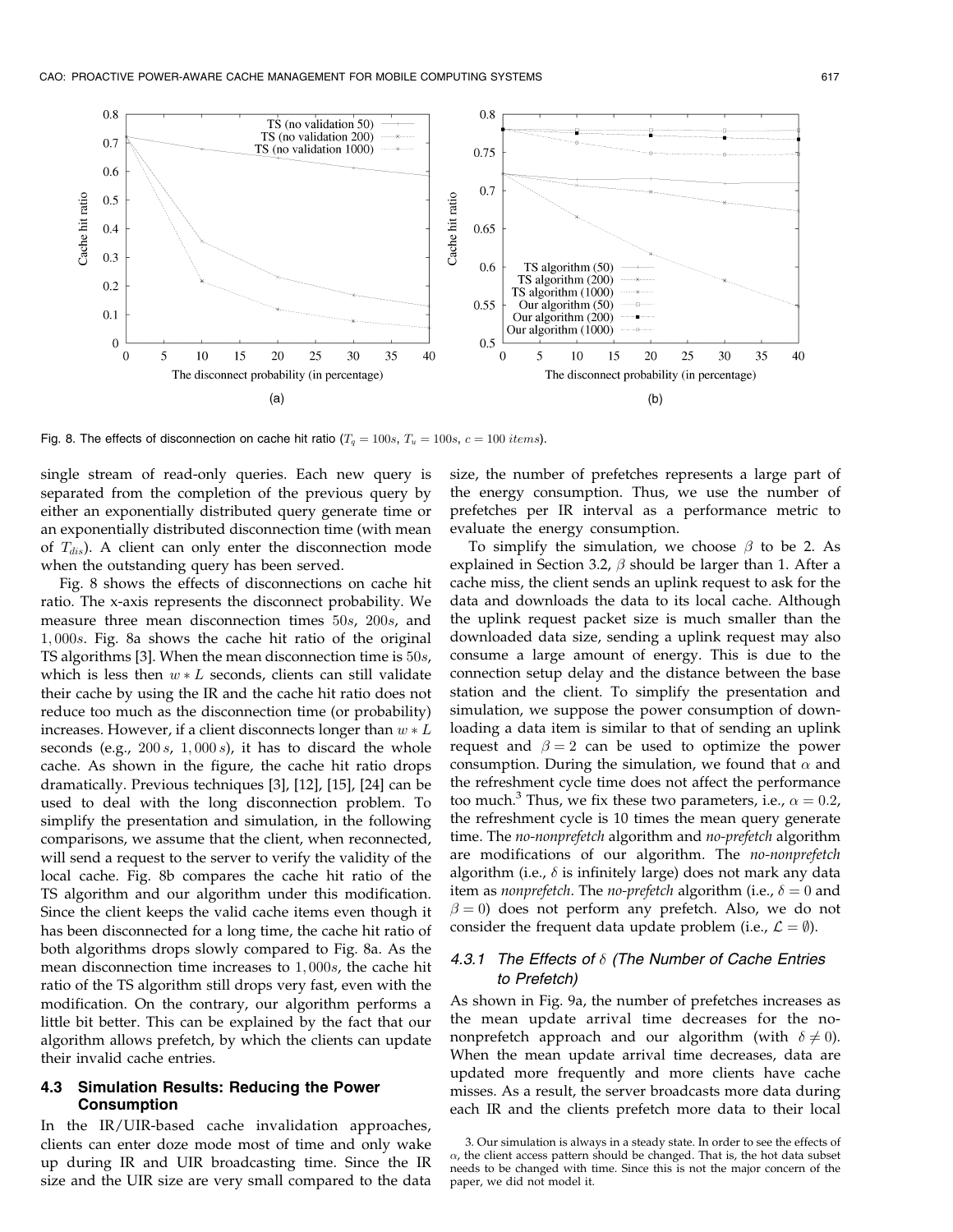Fig. 8. The effects of disconnection on cache hit ratio ($T_q = 100s$, $T_u = 100s$, $c = 100$ *items*).

single stream of read-only queries. Each new query is separated from the completion of the previous query by either an exponentially distributed query generate time or an exponentially distributed disconnection time (with mean of $T_{dis}$). A client can only enter the disconnection mode when the outstanding query has been served.

Fig. 8 shows the effects of disconnections on cache hit ratio. The x-axis represents the disconnect probability. We measure three mean disconnection times $50s$, $200s$, and $1,000s$. Fig. 8a shows the cache hit ratio of the original TS algorithms [3]. When the mean disconnection time is $50s$, which is less then $w * L$ seconds, clients can still validate their cache by using the IR and the cache hit ratio does not reduce too much as the disconnection time (or probability) increases. However, if a client disconnects longer than $w * L$ seconds (e.g., $200\,s$, $1,000\,s$), it has to discard the whole cache. As shown in the figure, the cache hit ratio drops dramatically. Previous techniques [3], [12], [15], [24] can be used to deal with the long disconnection problem. To simplify the presentation and simulation, in the following comparisons, we assume that the client, when reconnected, will send a request to the server to verify the validity of the local cache. Fig. 8b compares the cache hit ratio of the TS algorithm and our algorithm under this modification. Since the client keeps the valid cache items even though it has been disconnected for a long time, the cache hit ratio of both algorithms drops slowly compared to Fig. 8a. As the mean disconnection time increases to $1,000s$, the cache hit ratio of the TS algorithm still drops very fast, even with the modification. On the contrary, our algorithm performs a little bit better. This can be explained by the fact that our algorithm allows prefetch, by which the clients can update their invalid cache entries.

### 4.3 Simulation Results: Reducing the Power Consumption

In the IR/UIR-based cache invalidation approaches, clients can enter doze mode most of time and only wake up during IR and UIR broadcasting time. Since the IR size and the UIR size are very small compared to the data size, the number of prefetches represents a large part of the energy consumption. Thus, we use the number of prefetches per IR interval as a performance metric to evaluate the energy consumption.

To simplify the simulation, we choose $\beta$ to be 2. As explained in Section 3.2, $\beta$ should be larger than 1. After a cache miss, the client sends an uplink request to ask for the data and downloads the data to its local cache. Although the uplink request packet size is much smaller than the downloaded data size, sending a uplink request may also consume a large amount of energy. This is due to the connection setup delay and the distance between the base station and the client. To simplify the presentation and simulation, we suppose the power consumption of downloading a data item is similar to that of sending an uplink request and $\beta = 2$ can be used to optimize the power consumption. During the simulation, we found that $\alpha$ and the refreshment cycle time does not affect the performance too much.[3] Thus, we fix these two parameters, i.e., $\alpha = 0.2$, the refreshment cycle is 10 times the mean query generate time. The *no-nonprefetch* algorithm and *no-prefetch* algorithm are modifications of our algorithm. The *no-nonprefetch* algorithm (i.e., $\delta$ is infinitely large) does not mark any data item as *nonprefetch*. The *no-prefetch* algorithm (i.e., $\delta = 0$ and $\beta = 0$) does not perform any prefetch. Also, we do not consider the frequent data update problem (i.e., $\mathcal{L} = \emptyset$).

#### 4.3.1 The Effects of $\delta$ (The Number of Cache Entries to Prefetch)

As shown in Fig. 9a, the number of prefetches increases as the mean update arrival time decreases for the no-nonprefetch approach and our algorithm (with $\delta \neq 0$). When the mean update arrival time decreases, data are updated more frequently and more clients have cache misses. As a result, the server broadcasts more data during each IR and the clients prefetch more data to their local

3. Our simulation is always in a steady state. In order to see the effects of $\alpha$, the client access pattern should be changed. That is, the hot data subset needs to be changed with time. Since this is not the major concern of the paper, we did not model it.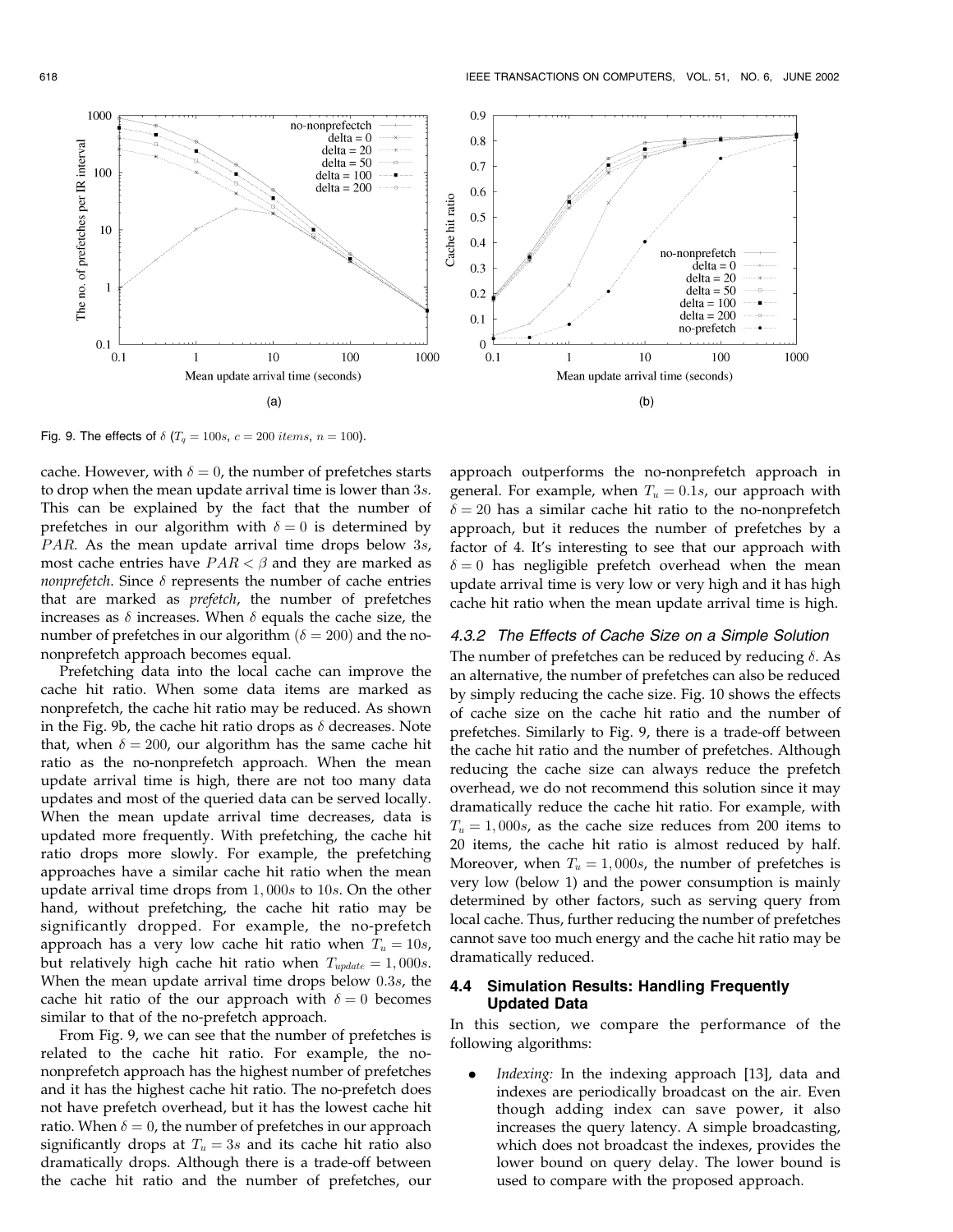Fig. 9. The effects of $\delta$ ($T_q = 100s$, $c = 200$ $items$, $n = 100$).

cache. However, with $\delta = 0$, the number of prefetches starts to drop when the mean update arrival time is lower than $3s$. This can be explained by the fact that the number of prefetches in our algorithm with $\delta = 0$ is determined by $PAR$. As the mean update arrival time drops below $3s$, most cache entries have $PAR < \beta$ and they are marked as *nonprefetch*. Since $\delta$ represents the number of cache entries that are marked as *prefetch*, the number of prefetches increases as $\delta$ increases. When $\delta$ equals the cache size, the number of prefetches in our algorithm ($\delta = 200$) and the no-nonprefetch approach becomes equal.

Prefetching data into the local cache can improve the cache hit ratio. When some data items are marked as nonprefetch, the cache hit ratio may be reduced. As shown in the Fig. 9b, the cache hit ratio drops as $\delta$ decreases. Note that, when $\delta = 200$, our algorithm has the same cache hit ratio as the no-nonprefetch approach. When the mean update arrival time is high, there are not too many data updates and most of the queried data can be served locally. When the mean update arrival time decreases, data is updated more frequently. With prefetching, the cache hit ratio drops more slowly. For example, the prefetching approaches have a similar cache hit ratio when the mean update arrival time drops from $1,000s$ to $10s$. On the other hand, without prefetching, the cache hit ratio may be significantly dropped. For example, the no-prefetch approach has a very low cache hit ratio when $T_u = 10s$, but relatively high cache hit ratio when $T_{update} = 1,000s$. When the mean update arrival time drops below $0.3s$, the cache hit ratio of the our approach with $\delta = 0$ becomes similar to that of the no-prefetch approach.

From Fig. 9, we can see that the number of prefetches is related to the cache hit ratio. For example, the no-nonprefetch approach has the highest number of prefetches and it has the highest cache hit ratio. The no-prefetch does not have prefetch overhead, but it has the lowest cache hit ratio. When $\delta = 0$, the number of prefetches in our approach significantly drops at $T_u = 3s$ and its cache hit ratio also dramatically drops. Although there is a trade-off between the cache hit ratio and the number of prefetches, our approach outperforms the no-nonprefetch approach in general. For example, when $T_u = 0.1s$, our approach with $\delta = 20$ has a similar cache hit ratio to the no-nonprefetch approach, but it reduces the number of prefetches by a factor of 4. It's interesting to see that our approach with $\delta = 0$ has negligible prefetch overhead when the mean update arrival time is very low or very high and it has high cache hit ratio when the mean update arrival time is high.

#### 4.3.2 The Effects of Cache Size on a Simple Solution

The number of prefetches can be reduced by reducing $\delta$. As an alternative, the number of prefetches can also be reduced by simply reducing the cache size. Fig. 10 shows the effects of cache size on the cache hit ratio and the number of prefetches. Similarly to Fig. 9, there is a trade-off between the cache hit ratio and the number of prefetches. Although reducing the cache size can always reduce the prefetch overhead, we do not recommend this solution since it may dramatically reduce the cache hit ratio. For example, with $T_u = 1,000s$, as the cache size reduces from 200 items to 20 items, the cache hit ratio is almost reduced by half. Moreover, when $T_u = 1,000s$, the number of prefetches is very low (below 1) and the power consumption is mainly determined by other factors, such as serving query from local cache. Thus, further reducing the number of prefetches cannot save too much energy and the cache hit ratio may be dramatically reduced.

### 4.4 Simulation Results: Handling Frequently Updated Data

In this section, we compare the performance of the following algorithms:

- *Indexing:* In the indexing approach [13], data and indexes are periodically broadcast on the air. Even though adding index can save power, it also increases the query latency. A simple broadcasting, which does not broadcast the indexes, provides the lower bound on query delay. The lower bound is used to compare with the proposed approach.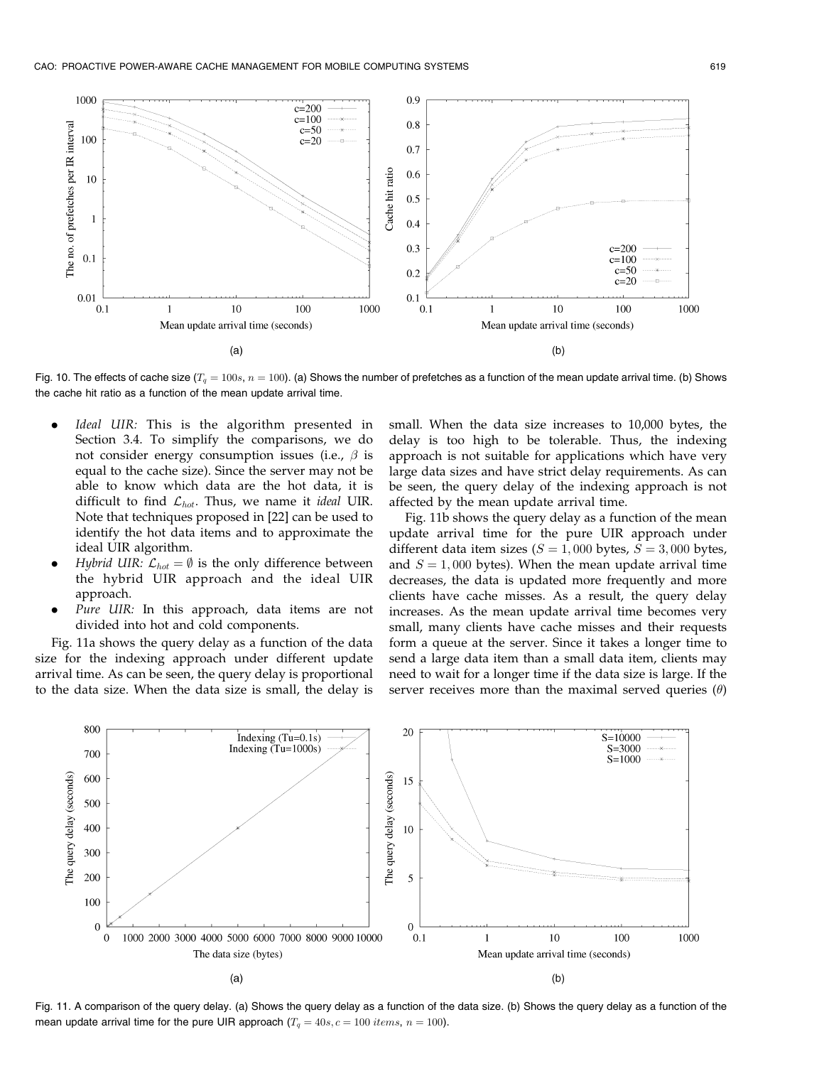Fig. 10. The effects of cache size ($T_q = 100s$, $n = 100$). (a) Shows the number of prefetches as a function of the mean update arrival time. (b) Shows the cache hit ratio as a function of the mean update arrival time.

- *Ideal UIR:* This is the algorithm presented in Section 3.4. To simplify the comparisons, we do not consider energy consumption issues (i.e., $\beta$ is equal to the cache size). Since the server may not be able to know which data are the hot data, it is difficult to find $\mathcal{L}_{hot}$. Thus, we name it *ideal* UIR. Note that techniques proposed in [22] can be used to identify the hot data items and to approximate the ideal UIR algorithm.
- *Hybrid UIR:* $\mathcal{L}_{hot} = \emptyset$ is the only difference between the hybrid UIR approach and the ideal UIR approach.
- *Pure UIR:* In this approach, data items are not divided into hot and cold components.

Fig. 11a shows the query delay as a function of the data size for the indexing approach under different update arrival time. As can be seen, the query delay is proportional to the data size. When the data size is small, the delay is small. When the data size increases to 10,000 bytes, the delay is too high to be tolerable. Thus, the indexing approach is not suitable for applications which have very large data sizes and have strict delay requirements. As can be seen, the query delay of the indexing approach is not affected by the mean update arrival time.

Fig. 11b shows the query delay as a function of the mean update arrival time for the pure UIR approach under different data item sizes ($S = 1,000$ bytes, $S = 3,000$ bytes, and $S = 1,000$ bytes). When the mean update arrival time decreases, the data is updated more frequently and more clients have cache misses. As a result, the query delay increases. As the mean update arrival time becomes very small, many clients have cache misses and their requests form a queue at the server. Since it takes a longer time to send a large data item than a small data item, clients may need to wait for a longer time if the data size is large. If the server receives more than the maximal served queries ($\theta$)

Fig. 11. A comparison of the query delay. (a) Shows the query delay as a function of the data size. (b) Shows the query delay as a function of the mean update arrival time for the pure UIR approach ($T_q = 40s, c = 100\ items,\ n = 100$).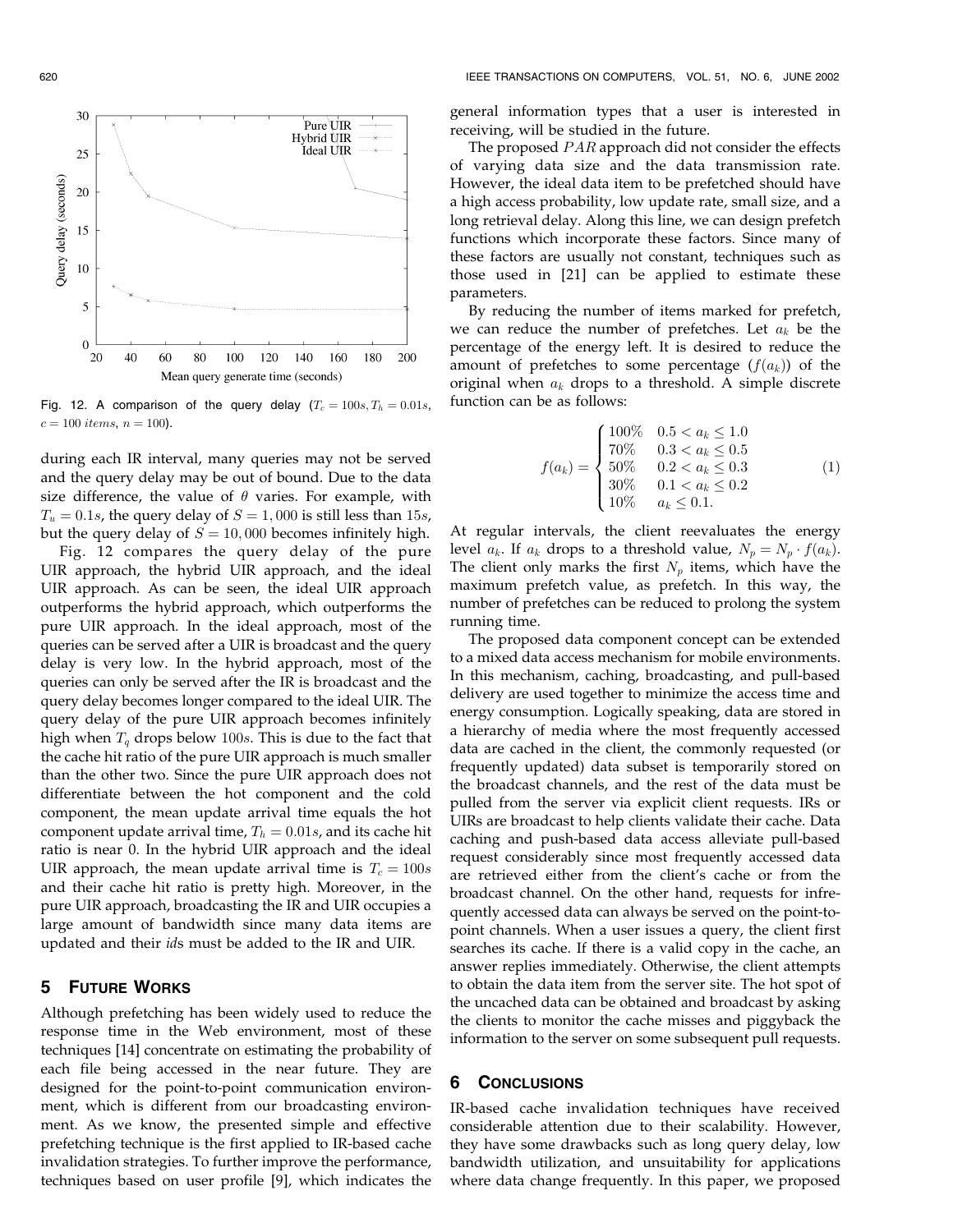Fig. 12. A comparison of the query delay ($T_c = 100s, T_h = 0.01s$, $c = 100$ *items*, $n = 100$).

during each IR interval, many queries may not be served and the query delay may be out of bound. Due to the data size difference, the value of $\theta$ varies. For example, with $T_u = 0.1s$, the query delay of $S = 1,000$ is still less than $15s$, but the query delay of $S = 10,000$ becomes infinitely high.

Fig. 12 compares the query delay of the pure UIR approach, the hybrid UIR approach, and the ideal UIR approach. As can be seen, the ideal UIR approach outperforms the hybrid approach, which outperforms the pure UIR approach. In the ideal approach, most of the queries can be served after a UIR is broadcast and the query delay is very low. In the hybrid approach, most of the queries can only be served after the IR is broadcast and the query delay becomes longer compared to the ideal UIR. The query delay of the pure UIR approach becomes infinitely high when $T_q$ drops below $100s$. This is due to the fact that the cache hit ratio of the pure UIR approach is much smaller than the other two. Since the pure UIR approach does not differentiate between the hot component and the cold component, the mean update arrival time equals the hot component update arrival time, $T_h = 0.01s$, and its cache hit ratio is near 0. In the hybrid UIR approach and the ideal UIR approach, the mean update arrival time is $T_c = 100s$ and their cache hit ratio is pretty high. Moreover, in the pure UIR approach, broadcasting the IR and UIR occupies a large amount of bandwidth since many data items are updated and their *id*s must be added to the IR and UIR.

## 5 Future Works

Although prefetching has been widely used to reduce the response time in the Web environment, most of these techniques [14] concentrate on estimating the probability of each file being accessed in the near future. They are designed for the point-to-point communication environment, which is different from our broadcasting environment. As we know, the presented simple and effective prefetching technique is the first applied to IR-based cache invalidation strategies. To further improve the performance, techniques based on user profile [9], which indicates the general information types that a user is interested in receiving, will be studied in the future.

The proposed $PAR$ approach did not consider the effects of varying data size and the data transmission rate. However, the ideal data item to be prefetched should have a high access probability, low update rate, small size, and a long retrieval delay. Along this line, we can design prefetch functions which incorporate these factors. Since many of these factors are usually not constant, techniques such as those used in [21] can be applied to estimate these parameters.

By reducing the number of items marked for prefetch, we can reduce the number of prefetches. Let $a_k$ be the percentage of the energy left. It is desired to reduce the amount of prefetches to some percentage ($f(a_k)$) of the original when $a_k$ drops to a threshold. A simple discrete function can be as follows:

$$f(a_k) = \begin{cases} 100\% & 0.5 < a_k \leq 1.0 \\ 70\% & 0.3 < a_k \leq 0.5 \\ 50\% & 0.2 < a_k \leq 0.3 \\ 30\% & 0.1 < a_k \leq 0.2 \\ 10\% & a_k \leq 0.1. \end{cases} \quad (1)$$

At regular intervals, the client reevaluates the energy level $a_k$. If $a_k$ drops to a threshold value, $N_p = N_p \cdot f(a_k)$. The client only marks the first $N_p$ items, which have the maximum prefetch value, as prefetch. In this way, the number of prefetches can be reduced to prolong the system running time.

The proposed data component concept can be extended to a mixed data access mechanism for mobile environments. In this mechanism, caching, broadcasting, and pull-based delivery are used together to minimize the access time and energy consumption. Logically speaking, data are stored in a hierarchy of media where the most frequently accessed data are cached in the client, the commonly requested (or frequently updated) data subset is temporarily stored on the broadcast channels, and the rest of the data must be pulled from the server via explicit client requests. IRs or UIRs are broadcast to help clients validate their cache. Data caching and push-based data access alleviate pull-based request considerably since most frequently accessed data are retrieved either from the client's cache or from the broadcast channel. On the other hand, requests for infrequently accessed data can always be served on the point-to-point channels. When a user issues a query, the client first searches its cache. If there is a valid copy in the cache, an answer replies immediately. Otherwise, the client attempts to obtain the data item from the server site. The hot spot of the uncached data can be obtained and broadcast by asking the clients to monitor the cache misses and piggyback the information to the server on some subsequent pull requests.

## 6 Conclusions

IR-based cache invalidation techniques have received considerable attention due to their scalability. However, they have some drawbacks such as long query delay, low bandwidth utilization, and unsuitability for applications where data change frequently. In this paper, we proposed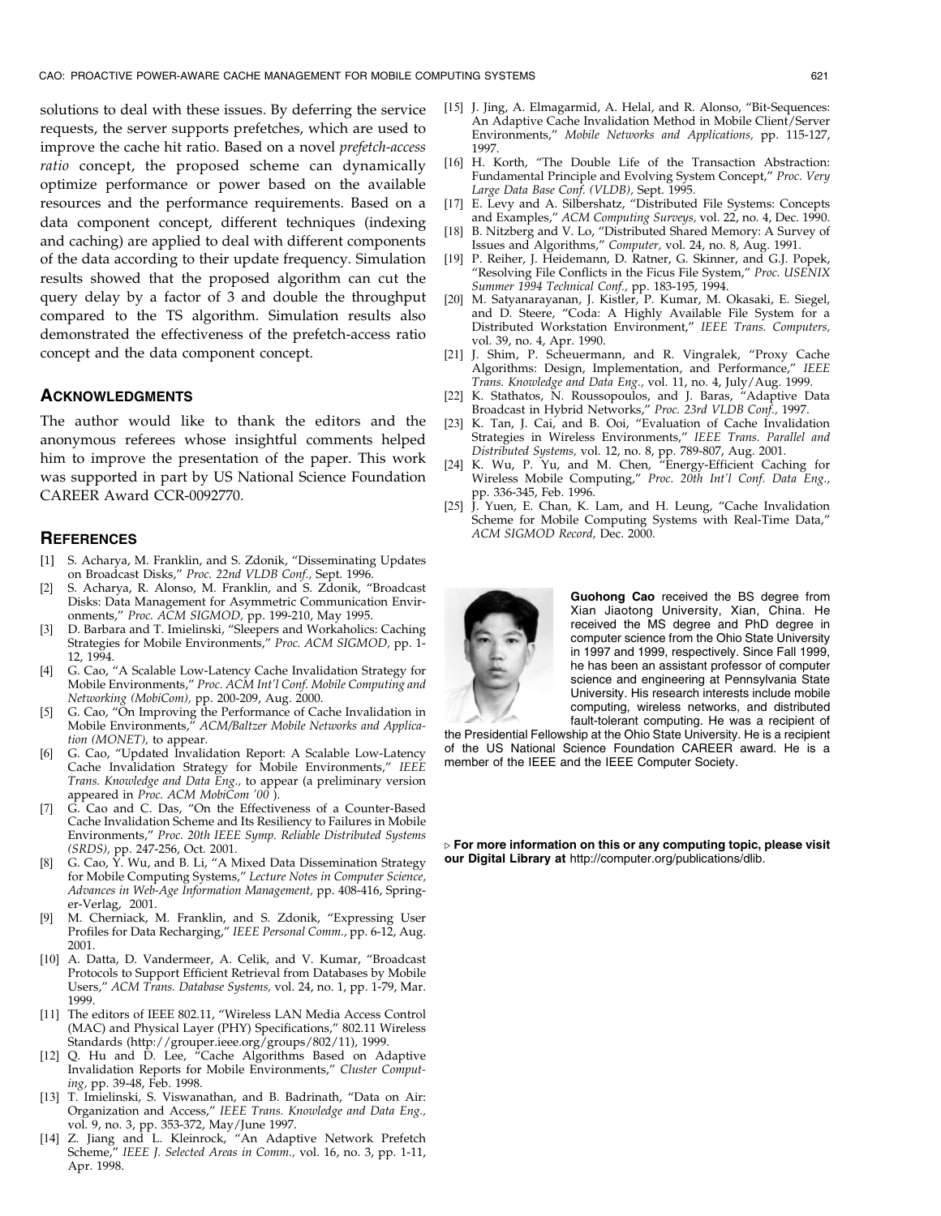solutions to deal with these issues. By deferring the service requests, the server supports prefetches, which are used to improve the cache hit ratio. Based on a novel *prefetch-access ratio* concept, the proposed scheme can dynamically optimize performance or power based on the available resources and the performance requirements. Based on a data component concept, different techniques (indexing and caching) are applied to deal with different components of the data according to their update frequency. Simulation results showed that the proposed algorithm can cut the query delay by a factor of 3 and double the throughput compared to the TS algorithm. Simulation results also demonstrated the effectiveness of the prefetch-access ratio concept and the data component concept.

## ACKNOWLEDGMENTS

The author would like to thank the editors and the anonymous referees whose insightful comments helped him to improve the presentation of the paper. This work was supported in part by US National Science Foundation CAREER Award CCR-0092770.

## REFERENCES

[1] S. Acharya, M. Franklin, and S. Zdonik, "Disseminating Updates on Broadcast Disks," *Proc. 22nd VLDB Conf.,* Sept. 1996.

[2] S. Acharya, R. Alonso, M. Franklin, and S. Zdonik, "Broadcast Disks: Data Management for Asymmetric Communication Environments," *Proc. ACM SIGMOD,* pp. 199-210, May 1995.

[3] D. Barbara and T. Imielinski, "Sleepers and Workaholics: Caching Strategies for Mobile Environments," *Proc. ACM SIGMOD,* pp. 1-12, 1994.

[4] G. Cao, "A Scalable Low-Latency Cache Invalidation Strategy for Mobile Environments," *Proc. ACM Int'l Conf. Mobile Computing and Networking (MobiCom),* pp. 200-209, Aug. 2000.

[5] G. Cao, "On Improving the Performance of Cache Invalidation in Mobile Environments," *ACM/Baltzer Mobile Networks and Application (MONET),* to appear.

[6] G. Cao, "Updated Invalidation Report: A Scalable Low-Latency Cache Invalidation Strategy for Mobile Environments," *IEEE Trans. Knowledge and Data Eng.,* to appear (a preliminary version appeared in *Proc. ACM MobiCom '00* ).

[7] G. Cao and C. Das, "On the Effectiveness of a Counter-Based Cache Invalidation Scheme and Its Resiliency to Failures in Mobile Environments," *Proc. 20th IEEE Symp. Reliable Distributed Systems (SRDS),* pp. 247-256, Oct. 2001.

[8] G. Cao, Y. Wu, and B. Li, "A Mixed Data Dissemination Strategy for Mobile Computing Systems," *Lecture Notes in Computer Science, Advances in Web-Age Information Management,* pp. 408-416, Springer-Verlag, 2001.

[9] M. Cherniack, M. Franklin, and S. Zdonik, "Expressing User Profiles for Data Recharging," *IEEE Personal Comm.,* pp. 6-12, Aug. 2001.

[10] A. Datta, D. Vandermeer, A. Celik, and V. Kumar, "Broadcast Protocols to Support Efficient Retrieval from Databases by Mobile Users," *ACM Trans. Database Systems,* vol. 24, no. 1, pp. 1-79, Mar. 1999.

[11] The editors of IEEE 802.11, "Wireless LAN Media Access Control (MAC) and Physical Layer (PHY) Specifications," 802.11 Wireless Standards (http://grouper.ieee.org/groups/802/11), 1999.

[12] Q. Hu and D. Lee, "Cache Algorithms Based on Adaptive Invalidation Reports for Mobile Environments," *Cluster Computing,* pp. 39-48, Feb. 1998.

[13] T. Imielinski, S. Viswanathan, and B. Badrinath, "Data on Air: Organization and Access," *IEEE Trans. Knowledge and Data Eng.,* vol. 9, no. 3, pp. 353-372, May/June 1997.

[14] Z. Jiang and L. Kleinrock, "An Adaptive Network Prefetch Scheme," *IEEE J. Selected Areas in Comm.,* vol. 16, no. 3, pp. 1-11, Apr. 1998.

[15] J. Jing, A. Elmagarmid, A. Helal, and R. Alonso, "Bit-Sequences: An Adaptive Cache Invalidation Method in Mobile Client/Server Environments," *Mobile Networks and Applications,* pp. 115-127, 1997.

[16] H. Korth, "The Double Life of the Transaction Abstraction: Fundamental Principle and Evolving System Concept," *Proc. Very Large Data Base Conf. (VLDB),* Sept. 1995.

[17] E. Levy and A. Silbershatz, "Distributed File Systems: Concepts and Examples," *ACM Computing Surveys,* vol. 22, no. 4, Dec. 1990.

[18] B. Nitzberg and V. Lo, "Distributed Shared Memory: A Survey of Issues and Algorithms," *Computer,* vol. 24, no. 8, Aug. 1991.

[19] P. Reiher, J. Heidemann, D. Ratner, G. Skinner, and G.J. Popek, "Resolving File Conflicts in the Ficus File System," *Proc. USENIX Summer 1994 Technical Conf.,* pp. 183-195, 1994.

[20] M. Satyanarayanan, J. Kistler, P. Kumar, M. Okasaki, E. Siegel, and D. Steere, "Coda: A Highly Available File System for a Distributed Workstation Environment," *IEEE Trans. Computers,* vol. 39, no. 4, Apr. 1990.

[21] J. Shim, P. Scheuermann, and R. Vingralek, "Proxy Cache Algorithms: Design, Implementation, and Performance," *IEEE Trans. Knowledge and Data Eng.,* vol. 11, no. 4, July/Aug. 1999.

[22] K. Stathatos, N. Roussopoulos, and J. Baras, "Adaptive Data Broadcast in Hybrid Networks," *Proc. 23rd VLDB Conf.,* 1997.

[23] K. Tan, J. Cai, and B. Ooi, "Evaluation of Cache Invalidation Strategies in Wireless Environments," *IEEE Trans. Parallel and Distributed Systems,* vol. 12, no. 8, pp. 789-807, Aug. 2001.

[24] K. Wu, P. Yu, and M. Chen, "Energy-Efficient Caching for Wireless Mobile Computing," *Proc. 20th Int'l Conf. Data Eng.,* pp. 336-345, Feb. 1996.

[25] J. Yuen, E. Chan, K. Lam, and H. Leung, "Cache Invalidation Scheme for Mobile Computing Systems with Real-Time Data," *ACM SIGMOD Record,* Dec. 2000.

**Guohong Cao** received the BS degree from Xian Jiaotong University, Xian, China. He received the MS degree and PhD degree in computer science from the Ohio State University in 1997 and 1999, respectively. Since Fall 1999, he has been an assistant professor of computer science and engineering at Pennsylvania State University. His research interests include mobile computing, wireless networks, and distributed fault-tolerant computing. He was a recipient of the Presidential Fellowship at the Ohio State University. He is a recipient of the US National Science Foundation CAREER award. He is a member of the IEEE and the IEEE Computer Society.

▷ **For more information on this or any computing topic, please visit our Digital Library at** http://computer.org/publications/dlib.